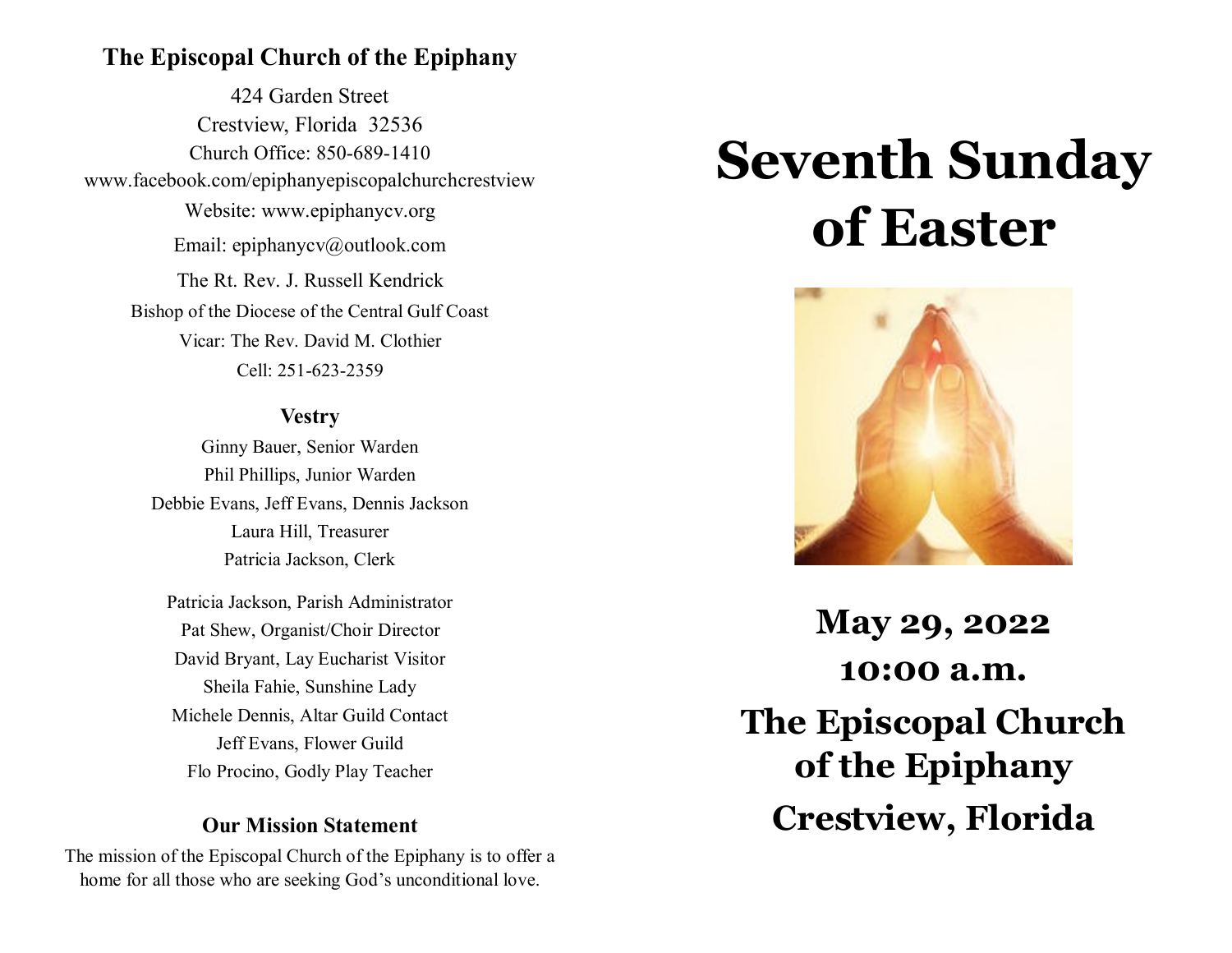**The Episcopal Church of the Epiphany**

424 Garden Street
Crestview, Florida 32536
Church Office: 850-689-1410
www.facebook.com/epiphanyepiscopalchurchcrestview
Website: www.epiphanycv.org
Email: epiphanycv@outlook.com

The Rt. Rev. J. Russell Kendrick
Bishop of the Diocese of the Central Gulf Coast
Vicar: The Rev. David M. Clothier
Cell: 251-623-2359

**Vestry**

Ginny Bauer, Senior Warden
Phil Phillips, Junior Warden
Debbie Evans, Jeff Evans, Dennis Jackson
Laura Hill, Treasurer
Patricia Jackson, Clerk

Patricia Jackson, Parish Administrator
Pat Shew, Organist/Choir Director
David Bryant, Lay Eucharist Visitor
Sheila Fahie, Sunshine Lady
Michele Dennis, Altar Guild Contact
Jeff Evans, Flower Guild
Flo Procino, Godly Play Teacher

**Our Mission Statement**

The mission of the Episcopal Church of the Epiphany is to offer a home for all those who are seeking God's unconditional love.

# Seventh Sunday of Easter

## May 29, 2022
## 10:00 a.m.
## The Episcopal Church of the Epiphany
## Crestview, Florida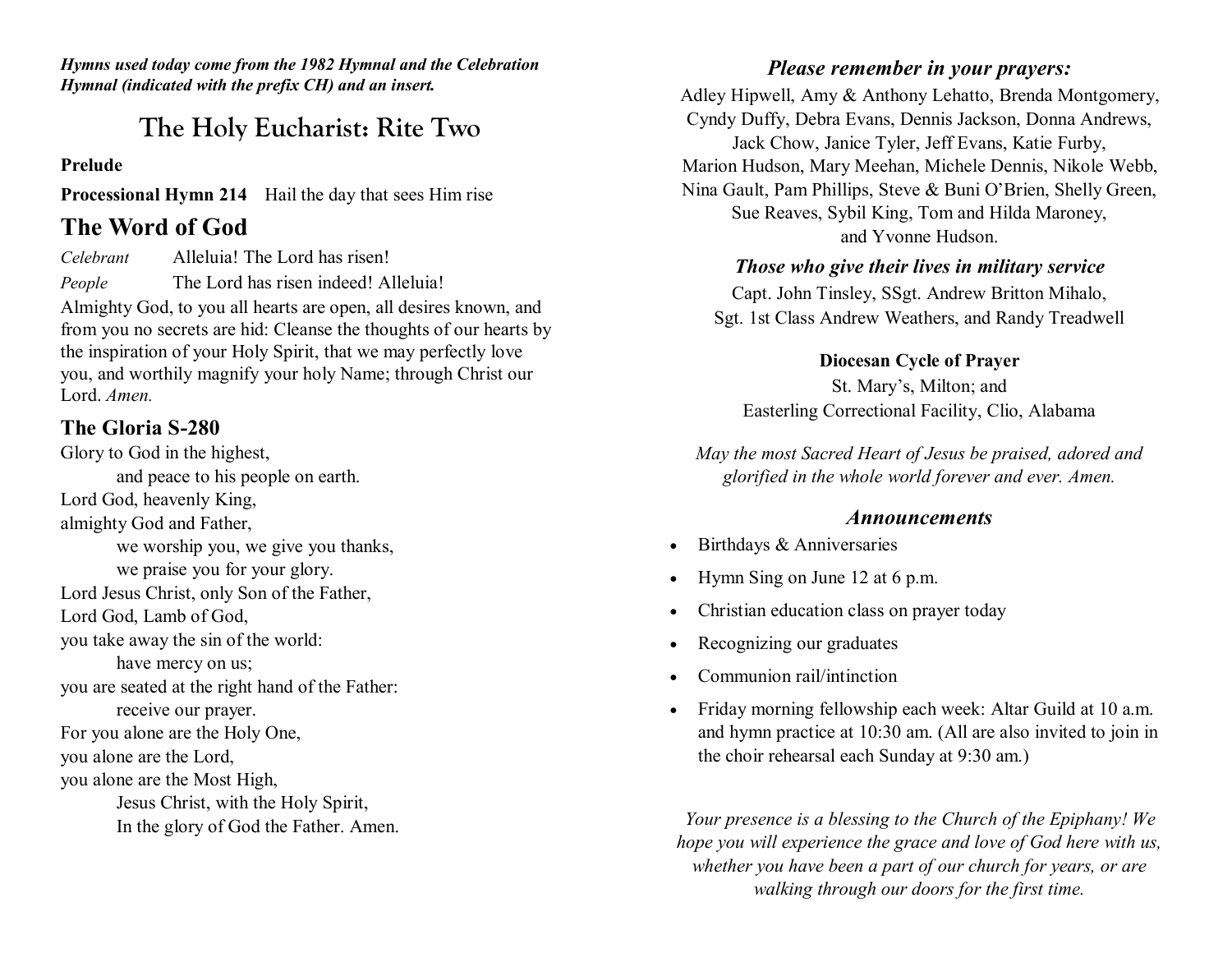***Hymns used today come from the 1982 Hymnal and the Celebration Hymnal (indicated with the prefix CH) and an insert.***

# The Holy Eucharist: Rite Two

**Prelude**

**Processional Hymn 214** Hail the day that sees Him rise

## The Word of God

*Celebrant* Alleluia! The Lord has risen!

*People* The Lord has risen indeed! Alleluia!

Almighty God, to you all hearts are open, all desires known, and from you no secrets are hid: Cleanse the thoughts of our hearts by the inspiration of your Holy Spirit, that we may perfectly love you, and worthily magnify your holy Name; through Christ our Lord. *Amen.*

### The Gloria S-280

Glory to God in the highest,
and peace to his people on earth.
Lord God, heavenly King,
almighty God and Father,
we worship you, we give you thanks,
we praise you for your glory.
Lord Jesus Christ, only Son of the Father,
Lord God, Lamb of God,
you take away the sin of the world:
have mercy on us;
you are seated at the right hand of the Father:
receive our prayer.
For you alone are the Holy One,
you alone are the Lord,
you alone are the Most High,
Jesus Christ, with the Holy Spirit,
In the glory of God the Father. Amen.

### *Please remember in your prayers:*

Adley Hipwell, Amy & Anthony Lehatto, Brenda Montgomery, Cyndy Duffy, Debra Evans, Dennis Jackson, Donna Andrews, Jack Chow, Janice Tyler, Jeff Evans, Katie Furby, Marion Hudson, Mary Meehan, Michele Dennis, Nikole Webb, Nina Gault, Pam Phillips, Steve & Buni O'Brien, Shelly Green, Sue Reaves, Sybil King, Tom and Hilda Maroney, and Yvonne Hudson.

### *Those who give their lives in military service*

Capt. John Tinsley, SSgt. Andrew Britton Mihalo, Sgt. 1st Class Andrew Weathers, and Randy Treadwell

**Diocesan Cycle of Prayer**

St. Mary's, Milton; and
Easterling Correctional Facility, Clio, Alabama

*May the most Sacred Heart of Jesus be praised, adored and glorified in the whole world forever and ever. Amen.*

### *Announcements*

- Birthdays & Anniversaries
- Hymn Sing on June 12 at 6 p.m.
- Christian education class on prayer today
- Recognizing our graduates
- Communion rail/intinction
- Friday morning fellowship each week: Altar Guild at 10 a.m. and hymn practice at 10:30 am. (All are also invited to join in the choir rehearsal each Sunday at 9:30 am.)

*Your presence is a blessing to the Church of the Epiphany! We hope you will experience the grace and love of God here with us, whether you have been a part of our church for years, or are walking through our doors for the first time.*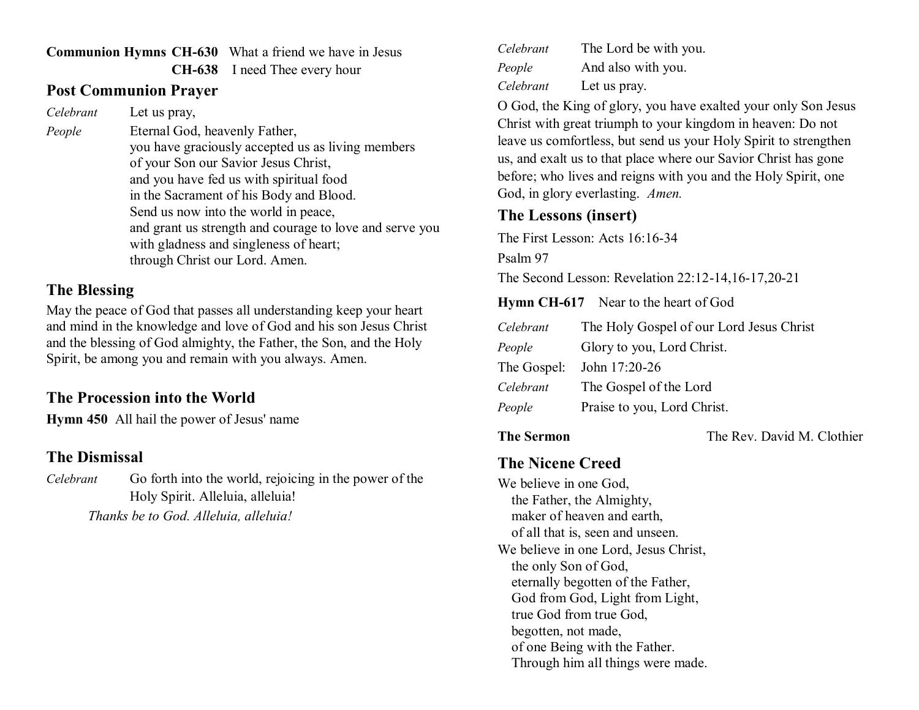**Communion Hymns** **CH-630** What a friend we have in Jesus
**CH-638** I need Thee every hour

## Post Communion Prayer

*Celebrant* Let us pray,

*People* Eternal God, heavenly Father,
you have graciously accepted us as living members
of your Son our Savior Jesus Christ,
and you have fed us with spiritual food
in the Sacrament of his Body and Blood.
Send us now into the world in peace,
and grant us strength and courage to love and serve you
with gladness and singleness of heart;
through Christ our Lord. Amen.

## The Blessing

May the peace of God that passes all understanding keep your heart and mind in the knowledge and love of God and his son Jesus Christ and the blessing of God almighty, the Father, the Son, and the Holy Spirit, be among you and remain with you always. Amen.

## The Procession into the World

**Hymn 450** All hail the power of Jesus' name

## The Dismissal

*Celebrant* Go forth into the world, rejoicing in the power of the Holy Spirit. Alleluia, alleluia!

*Thanks be to God. Alleluia, alleluia!*

*Celebrant* The Lord be with you.
*People* And also with you.
*Celebrant* Let us pray.

O God, the King of glory, you have exalted your only Son Jesus Christ with great triumph to your kingdom in heaven: Do not leave us comfortless, but send us your Holy Spirit to strengthen us, and exalt us to that place where our Savior Christ has gone before; who lives and reigns with you and the Holy Spirit, one God, in glory everlasting. *Amen.*

## The Lessons (insert)

The First Lesson: Acts 16:16-34

Psalm 97

The Second Lesson: Revelation 22:12-14,16-17,20-21

**Hymn CH-617** Near to the heart of God

*Celebrant* The Holy Gospel of our Lord Jesus Christ
*People* Glory to you, Lord Christ.
The Gospel: John 17:20-26
*Celebrant* The Gospel of the Lord
*People* Praise to you, Lord Christ.

**The Sermon** The Rev. David M. Clothier

## The Nicene Creed

We believe in one God,
the Father, the Almighty,
maker of heaven and earth,
of all that is, seen and unseen.
We believe in one Lord, Jesus Christ,
the only Son of God,
eternally begotten of the Father,
God from God, Light from Light,
true God from true God,
begotten, not made,
of one Being with the Father.
Through him all things were made.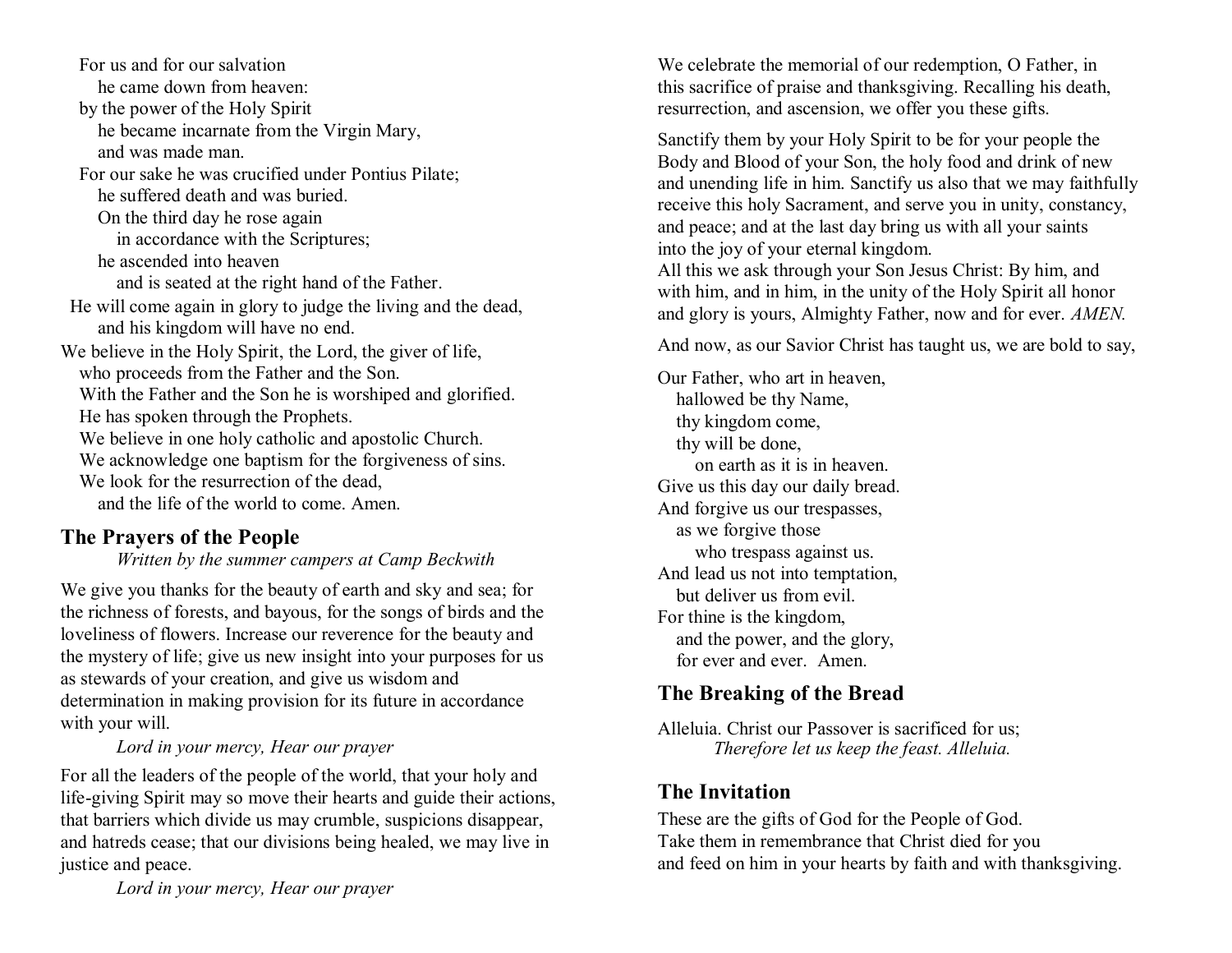For us and for our salvation
he came down from heaven:
by the power of the Holy Spirit
he became incarnate from the Virgin Mary,
and was made man.
For our sake he was crucified under Pontius Pilate;
he suffered death and was buried.
On the third day he rose again
in accordance with the Scriptures;
he ascended into heaven
and is seated at the right hand of the Father.
He will come again in glory to judge the living and the dead,
and his kingdom will have no end.
We believe in the Holy Spirit, the Lord, the giver of life,
who proceeds from the Father and the Son.
With the Father and the Son he is worshiped and glorified.
He has spoken through the Prophets.
We believe in one holy catholic and apostolic Church.
We acknowledge one baptism for the forgiveness of sins.
We look for the resurrection of the dead,
and the life of the world to come. Amen.

## The Prayers of the People

*Written by the summer campers at Camp Beckwith*

We give you thanks for the beauty of earth and sky and sea; for the richness of forests, and bayous, for the songs of birds and the loveliness of flowers. Increase our reverence for the beauty and the mystery of life; give us new insight into your purposes for us as stewards of your creation, and give us wisdom and determination in making provision for its future in accordance with your will.

*Lord in your mercy, Hear our prayer*

For all the leaders of the people of the world, that your holy and life-giving Spirit may so move their hearts and guide their actions, that barriers which divide us may crumble, suspicions disappear, and hatreds cease; that our divisions being healed, we may live in justice and peace.

*Lord in your mercy, Hear our prayer*

We celebrate the memorial of our redemption, O Father, in this sacrifice of praise and thanksgiving. Recalling his death, resurrection, and ascension, we offer you these gifts.

Sanctify them by your Holy Spirit to be for your people the Body and Blood of your Son, the holy food and drink of new and unending life in him. Sanctify us also that we may faithfully receive this holy Sacrament, and serve you in unity, constancy, and peace; and at the last day bring us with all your saints into the joy of your eternal kingdom.
All this we ask through your Son Jesus Christ: By him, and with him, and in him, in the unity of the Holy Spirit all honor and glory is yours, Almighty Father, now and for ever. *AMEN.*

And now, as our Savior Christ has taught us, we are bold to say,

Our Father, who art in heaven,
hallowed be thy Name,
thy kingdom come,
thy will be done,
on earth as it is in heaven.
Give us this day our daily bread.
And forgive us our trespasses,
as we forgive those
who trespass against us.
And lead us not into temptation,
but deliver us from evil.
For thine is the kingdom,
and the power, and the glory,
for ever and ever. Amen.

## The Breaking of the Bread

Alleluia. Christ our Passover is sacrificed for us;
*Therefore let us keep the feast. Alleluia.*

## The Invitation

These are the gifts of God for the People of God.
Take them in remembrance that Christ died for you
and feed on him in your hearts by faith and with thanksgiving.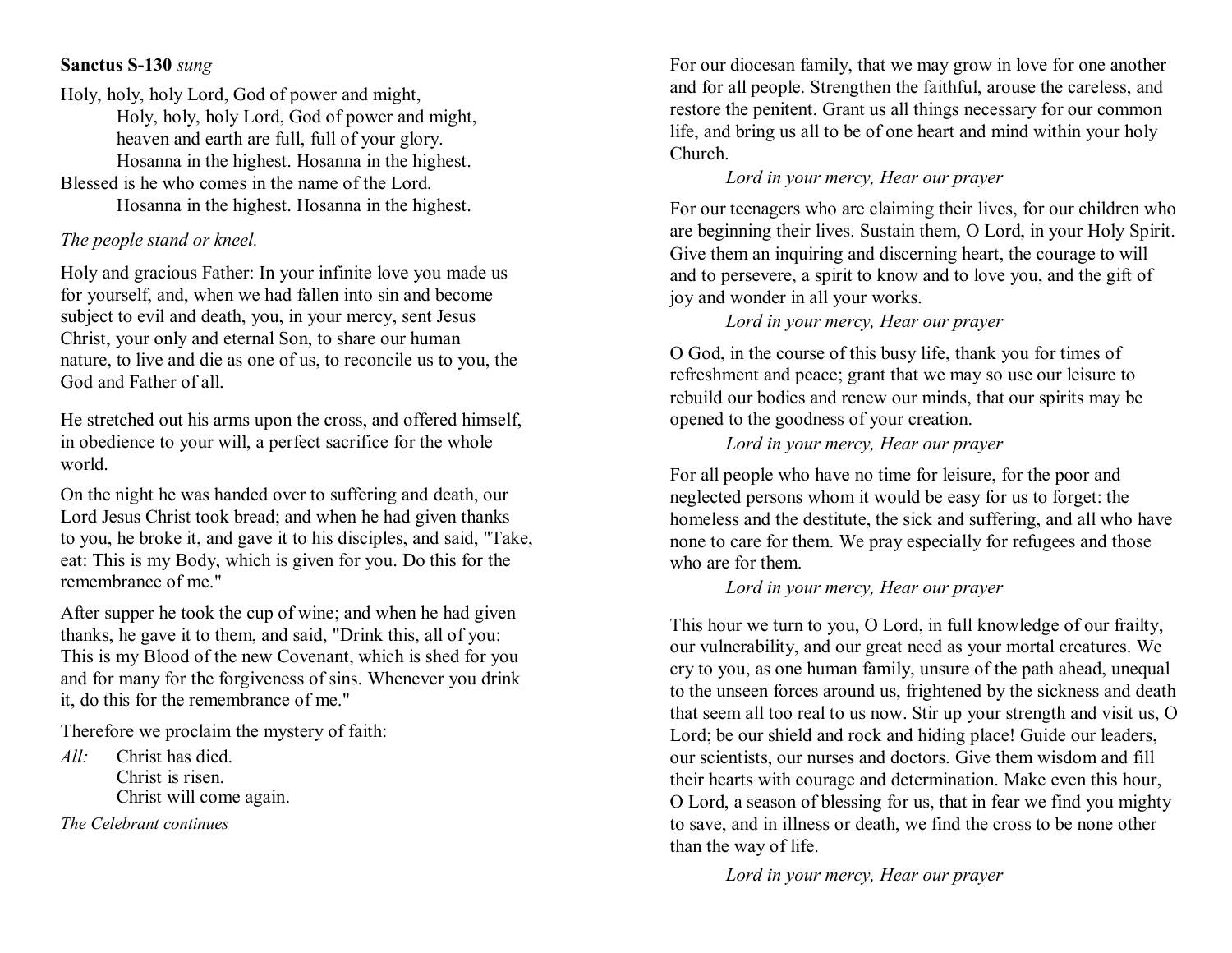**Sanctus S-130** *sung*

Holy, holy, holy Lord, God of power and might,
Holy, holy, holy Lord, God of power and might,
heaven and earth are full, full of your glory.
Hosanna in the highest. Hosanna in the highest.
Blessed is he who comes in the name of the Lord.
Hosanna in the highest. Hosanna in the highest.

*The people stand or kneel.*

Holy and gracious Father: In your infinite love you made us for yourself, and, when we had fallen into sin and become subject to evil and death, you, in your mercy, sent Jesus Christ, your only and eternal Son, to share our human nature, to live and die as one of us, to reconcile us to you, the God and Father of all.

He stretched out his arms upon the cross, and offered himself, in obedience to your will, a perfect sacrifice for the whole world.

On the night he was handed over to suffering and death, our Lord Jesus Christ took bread; and when he had given thanks to you, he broke it, and gave it to his disciples, and said, "Take, eat: This is my Body, which is given for you. Do this for the remembrance of me."

After supper he took the cup of wine; and when he had given thanks, he gave it to them, and said, "Drink this, all of you: This is my Blood of the new Covenant, which is shed for you and for many for the forgiveness of sins. Whenever you drink it, do this for the remembrance of me."

Therefore we proclaim the mystery of faith:

*All:* Christ has died.
Christ is risen.
Christ will come again.

*The Celebrant continues*

For our diocesan family, that we may grow in love for one another and for all people. Strengthen the faithful, arouse the careless, and restore the penitent. Grant us all things necessary for our common life, and bring us all to be of one heart and mind within your holy Church.

*Lord in your mercy, Hear our prayer*

For our teenagers who are claiming their lives, for our children who are beginning their lives. Sustain them, O Lord, in your Holy Spirit. Give them an inquiring and discerning heart, the courage to will and to persevere, a spirit to know and to love you, and the gift of joy and wonder in all your works.

*Lord in your mercy, Hear our prayer*

O God, in the course of this busy life, thank you for times of refreshment and peace; grant that we may so use our leisure to rebuild our bodies and renew our minds, that our spirits may be opened to the goodness of your creation.

*Lord in your mercy, Hear our prayer*

For all people who have no time for leisure, for the poor and neglected persons whom it would be easy for us to forget: the homeless and the destitute, the sick and suffering, and all who have none to care for them. We pray especially for refugees and those who are for them.

*Lord in your mercy, Hear our prayer*

This hour we turn to you, O Lord, in full knowledge of our frailty, our vulnerability, and our great need as your mortal creatures. We cry to you, as one human family, unsure of the path ahead, unequal to the unseen forces around us, frightened by the sickness and death that seem all too real to us now. Stir up your strength and visit us, O Lord; be our shield and rock and hiding place! Guide our leaders, our scientists, our nurses and doctors. Give them wisdom and fill their hearts with courage and determination. Make even this hour, O Lord, a season of blessing for us, that in fear we find you mighty to save, and in illness or death, we find the cross to be none other than the way of life.

*Lord in your mercy, Hear our prayer*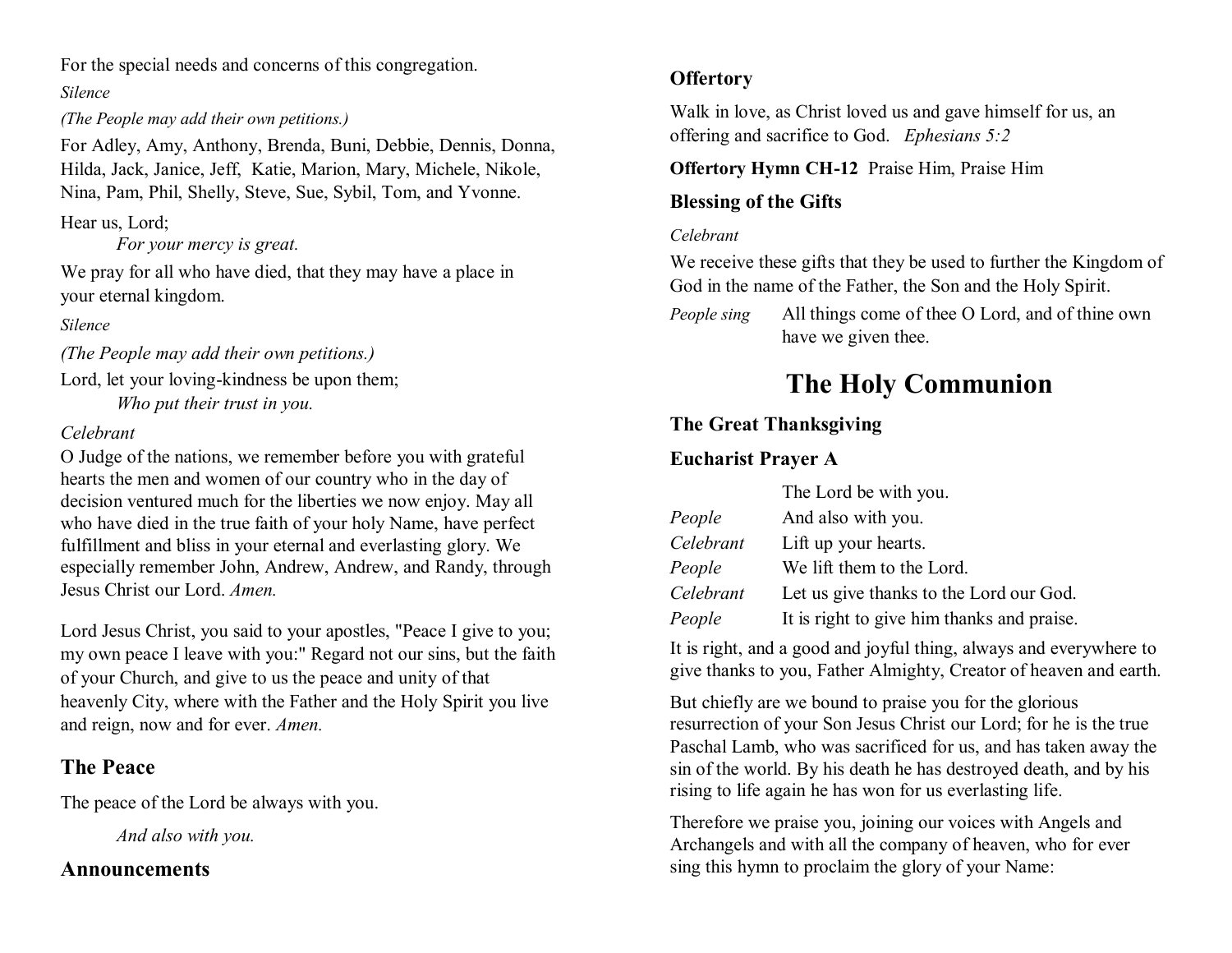For the special needs and concerns of this congregation.

*Silence*

*(The People may add their own petitions.)*

For Adley, Amy, Anthony, Brenda, Buni, Debbie, Dennis, Donna, Hilda, Jack, Janice, Jeff, Katie, Marion, Mary, Michele, Nikole, Nina, Pam, Phil, Shelly, Steve, Sue, Sybil, Tom, and Yvonne.

Hear us, Lord;
*For your mercy is great.*

We pray for all who have died, that they may have a place in your eternal kingdom.

*Silence*

*(The People may add their own petitions.)*

Lord, let your loving-kindness be upon them;
*Who put their trust in you.*

*Celebrant*
O Judge of the nations, we remember before you with grateful hearts the men and women of our country who in the day of decision ventured much for the liberties we now enjoy. May all who have died in the true faith of your holy Name, have perfect fulfillment and bliss in your eternal and everlasting glory. We especially remember John, Andrew, Andrew, and Randy, through Jesus Christ our Lord. *Amen.*

Lord Jesus Christ, you said to your apostles, "Peace I give to you; my own peace I leave with you:" Regard not our sins, but the faith of your Church, and give to us the peace and unity of that heavenly City, where with the Father and the Holy Spirit you live and reign, now and for ever. *Amen.*

## The Peace

The peace of the Lord be always with you.

*And also with you.*

## Announcements

## Offertory

Walk in love, as Christ loved us and gave himself for us, an offering and sacrifice to God. *Ephesians 5:2*

**Offertory Hymn CH-12** Praise Him, Praise Him

## Blessing of the Gifts

*Celebrant*

We receive these gifts that they be used to further the Kingdom of God in the name of the Father, the Son and the Holy Spirit.

*People sing* All things come of thee O Lord, and of thine own have we given thee.

# The Holy Communion

## The Great Thanksgiving

## Eucharist Prayer A

| | |
|---|---|
| | The Lord be with you. |
| *People* | And also with you. |
| *Celebrant* | Lift up your hearts. |
| *People* | We lift them to the Lord. |
| *Celebrant* | Let us give thanks to the Lord our God. |
| *People* | It is right to give him thanks and praise. |

It is right, and a good and joyful thing, always and everywhere to give thanks to you, Father Almighty, Creator of heaven and earth.

But chiefly are we bound to praise you for the glorious resurrection of your Son Jesus Christ our Lord; for he is the true Paschal Lamb, who was sacrificed for us, and has taken away the sin of the world. By his death he has destroyed death, and by his rising to life again he has won for us everlasting life.

Therefore we praise you, joining our voices with Angels and Archangels and with all the company of heaven, who for ever sing this hymn to proclaim the glory of your Name: